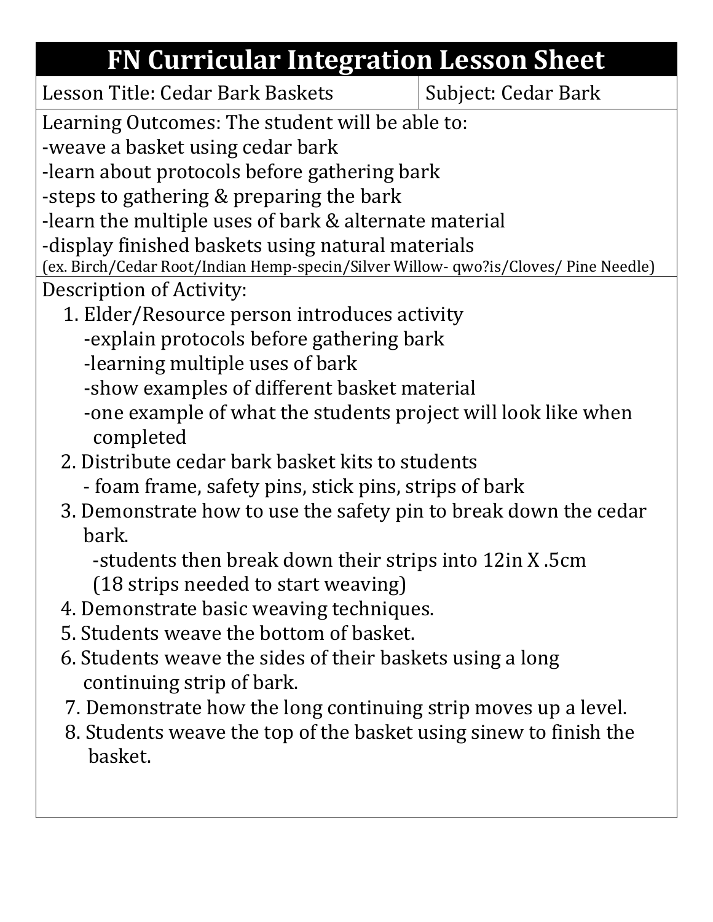# FN Curricular Integration Lesson Sheet

| Lesson Title: Cedar Bark Baskets | Subject: Cedar Bark |
|---|---|

Learning Outcomes: The student will be able to:

-weave a basket using cedar bark
-learn about protocols before gathering bark
-steps to gathering & preparing the bark
-learn the multiple uses of bark & alternate material
-display finished baskets using natural materials
(ex. Birch/Cedar Root/Indian Hemp-specin/Silver Willow- qwo?is/Cloves/ Pine Needle)

Description of Activity:

1. Elder/Resource person introduces activity
   -explain protocols before gathering bark
   -learning multiple uses of bark
   -show examples of different basket material
   -one example of what the students project will look like when completed
2. Distribute cedar bark basket kits to students
   - foam frame, safety pins, stick pins, strips of bark
3. Demonstrate how to use the safety pin to break down the cedar bark.
   -students then break down their strips into 12in X .5cm (18 strips needed to start weaving)
4. Demonstrate basic weaving techniques.
5. Students weave the bottom of basket.
6. Students weave the sides of their baskets using a long continuing strip of bark.
7. Demonstrate how the long continuing strip moves up a level.
8. Students weave the top of the basket using sinew to finish the basket.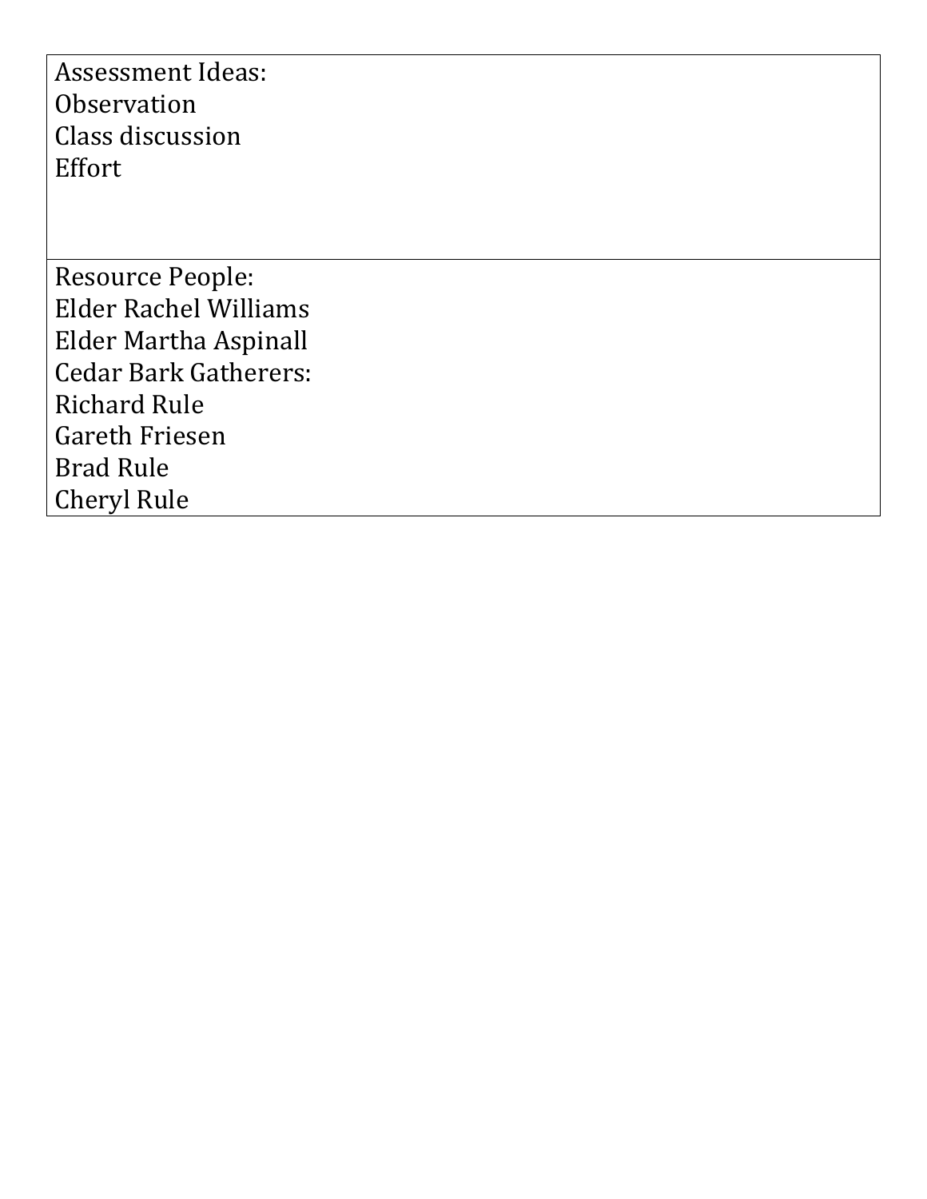| |
|---|
| Assessment Ideas:<br>Observation<br>Class discussion<br>Effort |
| Resource People:<br>Elder Rachel Williams<br>Elder Martha Aspinall<br>Cedar Bark Gatherers:<br>Richard Rule<br>Gareth Friesen<br>Brad Rule<br>Cheryl Rule |